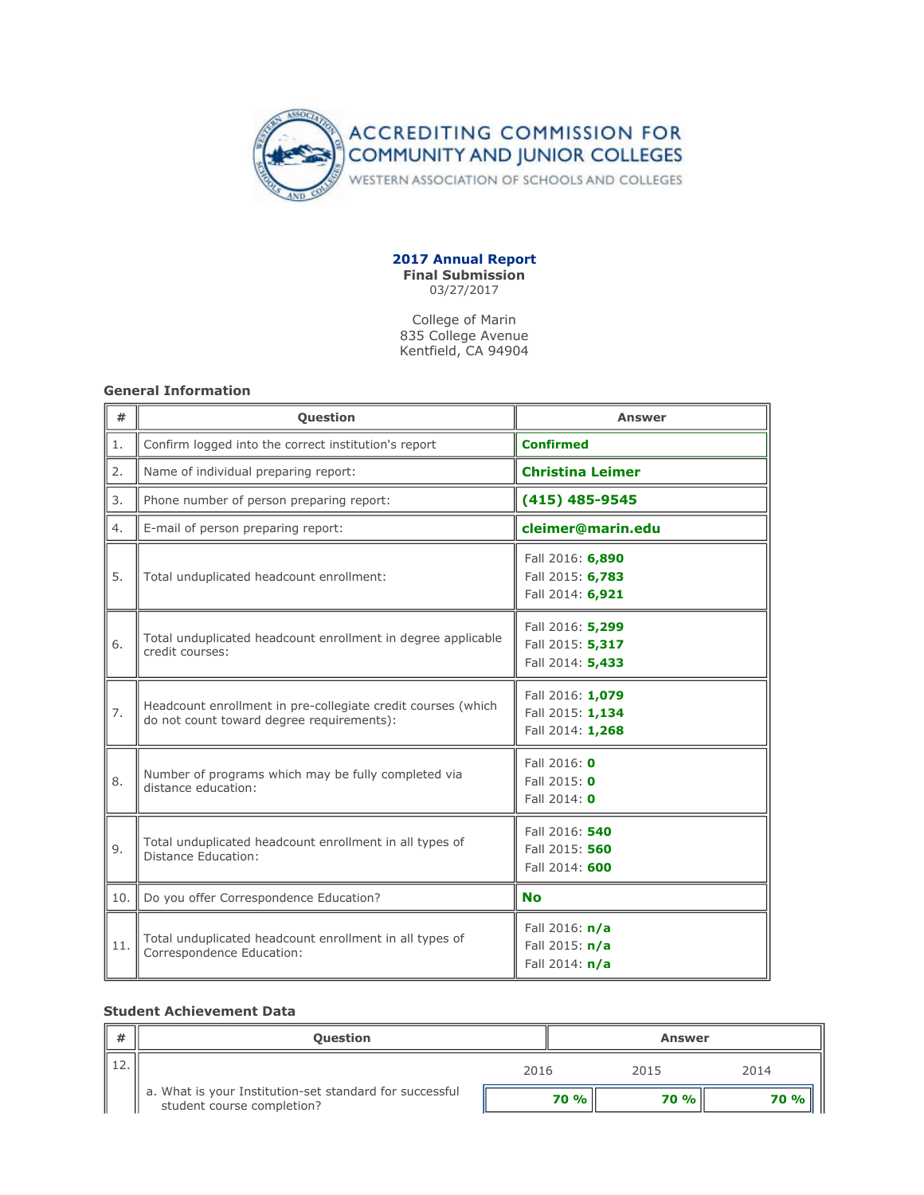ACCREDITING COMMISSION FOR COMMUNITY AND JUNIOR COLLEGES

WESTERN ASSOCIATION OF SCHOOLS AND COLLEGES

**2017 Annual Report**
**Final Submission**
03/27/2017

College of Marin
835 College Avenue
Kentfield, CA 94904

### General Information

| # | Question | Answer |
|---|---|---|
| 1. | Confirm logged into the correct institution's report | **Confirmed** |
| 2. | Name of individual preparing report: | **Christina Leimer** |
| 3. | Phone number of person preparing report: | **(415) 485-9545** |
| 4. | E-mail of person preparing report: | **cleimer@marin.edu** |
| 5. | Total unduplicated headcount enrollment: | Fall 2016: **6,890**<br>Fall 2015: **6,783**<br>Fall 2014: **6,921** |
| 6. | Total unduplicated headcount enrollment in degree applicable credit courses: | Fall 2016: **5,299**<br>Fall 2015: **5,317**<br>Fall 2014: **5,433** |
| 7. | Headcount enrollment in pre-collegiate credit courses (which do not count toward degree requirements): | Fall 2016: **1,079**<br>Fall 2015: **1,134**<br>Fall 2014: **1,268** |
| 8. | Number of programs which may be fully completed via distance education: | Fall 2016: **0**<br>Fall 2015: **0**<br>Fall 2014: **0** |
| 9. | Total unduplicated headcount enrollment in all types of Distance Education: | Fall 2016: **540**<br>Fall 2015: **560**<br>Fall 2014: **600** |
| 10. | Do you offer Correspondence Education? | **No** |
| 11. | Total unduplicated headcount enrollment in all types of Correspondence Education: | Fall 2016: **n/a**<br>Fall 2015: **n/a**<br>Fall 2014: **n/a** |

### Student Achievement Data

| # | Question | 2016 | 2015 | 2014 |
|---|---|---|---|---|
| 12. | a. What is your Institution-set standard for successful student course completion? | **70 %** | **70 %** | **70 %** |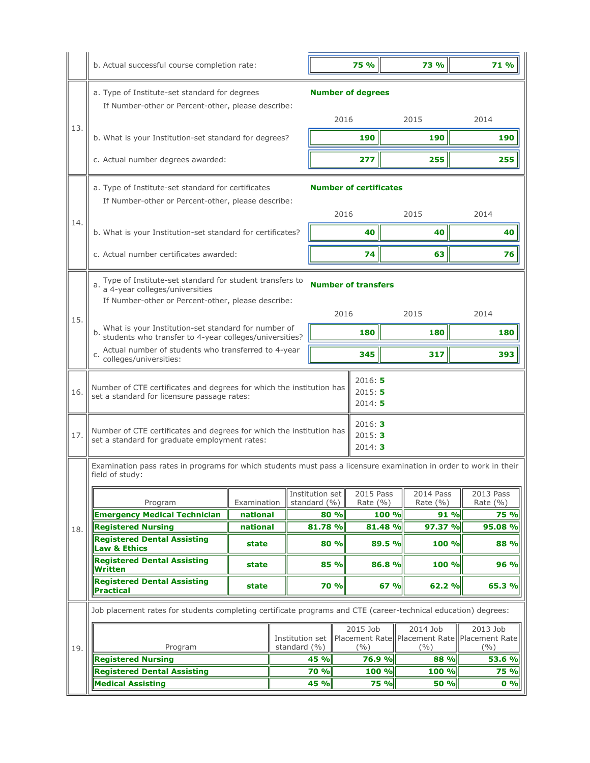| | | 2016 | 2015 | 2014 |
|---|---|---|---|---|
| | b. Actual successful course completion rate: | **75 %** | **73 %** | **71 %** |

**13.**

a. Type of Institute-set standard for degrees: **Number of degrees**

If Number-other or Percent-other, please describe:

| | 2016 | 2015 | 2014 |
|---|---|---|---|
| b. What is your Institution-set standard for degrees? | **190** | **190** | **190** |
| c. Actual number degrees awarded: | **277** | **255** | **255** |

**14.**

a. Type of Institute-set standard for certificates: **Number of certificates**

If Number-other or Percent-other, please describe:

| | 2016 | 2015 | 2014 |
|---|---|---|---|
| b. What is your Institution-set standard for certificates? | **40** | **40** | **40** |
| c. Actual number certificates awarded: | **74** | **63** | **76** |

**15.**

a. Type of Institute-set standard for student transfers to a 4-year colleges/universities: **Number of transfers**

If Number-other or Percent-other, please describe:

| | 2016 | 2015 | 2014 |
|---|---|---|---|
| b. What is your Institution-set standard for number of students who transfer to 4-year colleges/universities? | **180** | **180** | **180** |
| c. Actual number of students who transferred to 4-year colleges/universities: | **345** | **317** | **393** |

**16.** Number of CTE certificates and degrees for which the institution has set a standard for licensure passage rates:

2016: **5**
2015: **5**
2014: **5**

**17.** Number of CTE certificates and degrees for which the institution has set a standard for graduate employment rates:

2016: **3**
2015: **3**
2014: **3**

**18.** Examination pass rates in programs for which students must pass a licensure examination in order to work in their field of study:

| Program | Examination | Institution set standard (%) | 2015 Pass Rate (%) | 2014 Pass Rate (%) | 2013 Pass Rate (%) |
|---|---|---|---|---|---|
| **Emergency Medical Technician** | **national** | **80 %** | **100 %** | **91 %** | **75 %** |
| **Registered Nursing** | **national** | **81.78 %** | **81.48 %** | **97.37 %** | **95.08 %** |
| **Registered Dental Assisting Law & Ethics** | **state** | **80 %** | **89.5 %** | **100 %** | **88 %** |
| **Registered Dental Assisting Written** | **state** | **85 %** | **86.8 %** | **100 %** | **96 %** |
| **Registered Dental Assisting Practical** | **state** | **70 %** | **67 %** | **62.2 %** | **65.3 %** |

**19.** Job placement rates for students completing certificate programs and CTE (career-technical education) degrees:

| Program | Institution set standard (%) | 2015 Job Placement Rate (%) | 2014 Job Placement Rate (%) | 2013 Job Placement Rate (%) |
|---|---|---|---|---|
| **Registered Nursing** | **45 %** | **76.9 %** | **88 %** | **53.6 %** |
| **Registered Dental Assisting** | **70 %** | **100 %** | **100 %** | **75 %** |
| **Medical Assisting** | **45 %** | **75 %** | **50 %** | **0 %** |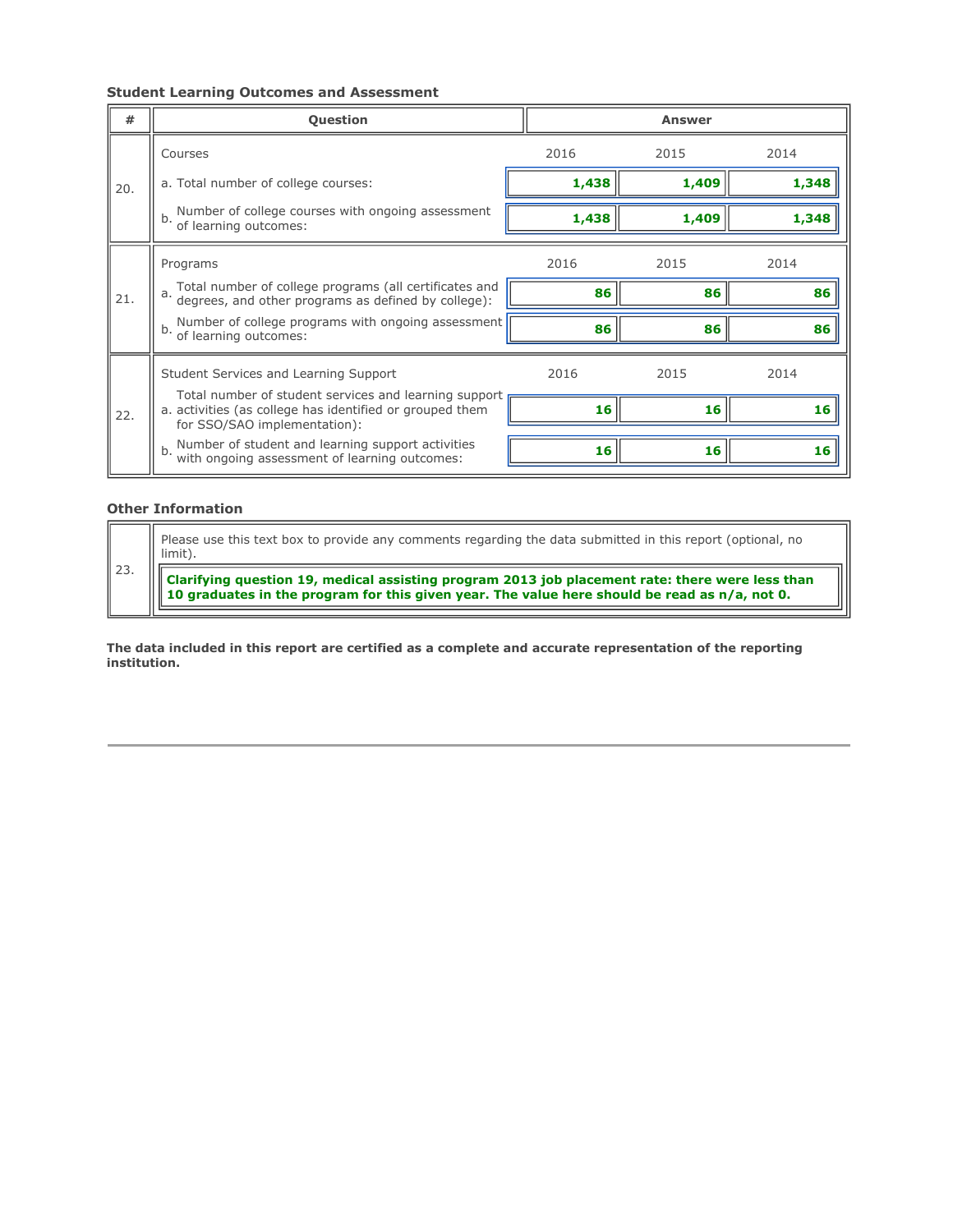**Student Learning Outcomes and Assessment**

| # | Question | 2016 | 2015 | 2014 |
|---|---|---|---|---|
| 20. | Courses | | | |
| | a. Total number of college courses: | 1,438 | 1,409 | 1,348 |
| | b. Number of college courses with ongoing assessment of learning outcomes: | 1,438 | 1,409 | 1,348 |
| 21. | Programs | | | |
| | a. Total number of college programs (all certificates and degrees, and other programs as defined by college): | 86 | 86 | 86 |
| | b. Number of college programs with ongoing assessment of learning outcomes: | 86 | 86 | 86 |
| 22. | Student Services and Learning Support | | | |
| | a. Total number of student services and learning support activities (as college has identified or grouped them for SSO/SAO implementation): | 16 | 16 | 16 |
| | b. Number of student and learning support activities with ongoing assessment of learning outcomes: | 16 | 16 | 16 |

**Other Information**

| # | Question |
|---|---|
| 23. | Please use this text box to provide any comments regarding the data submitted in this report (optional, no limit). |
| | **Clarifying question 19, medical assisting program 2013 job placement rate: there were less than 10 graduates in the program for this given year. The value here should be read as n/a, not 0.** |

**The data included in this report are certified as a complete and accurate representation of the reporting institution.**